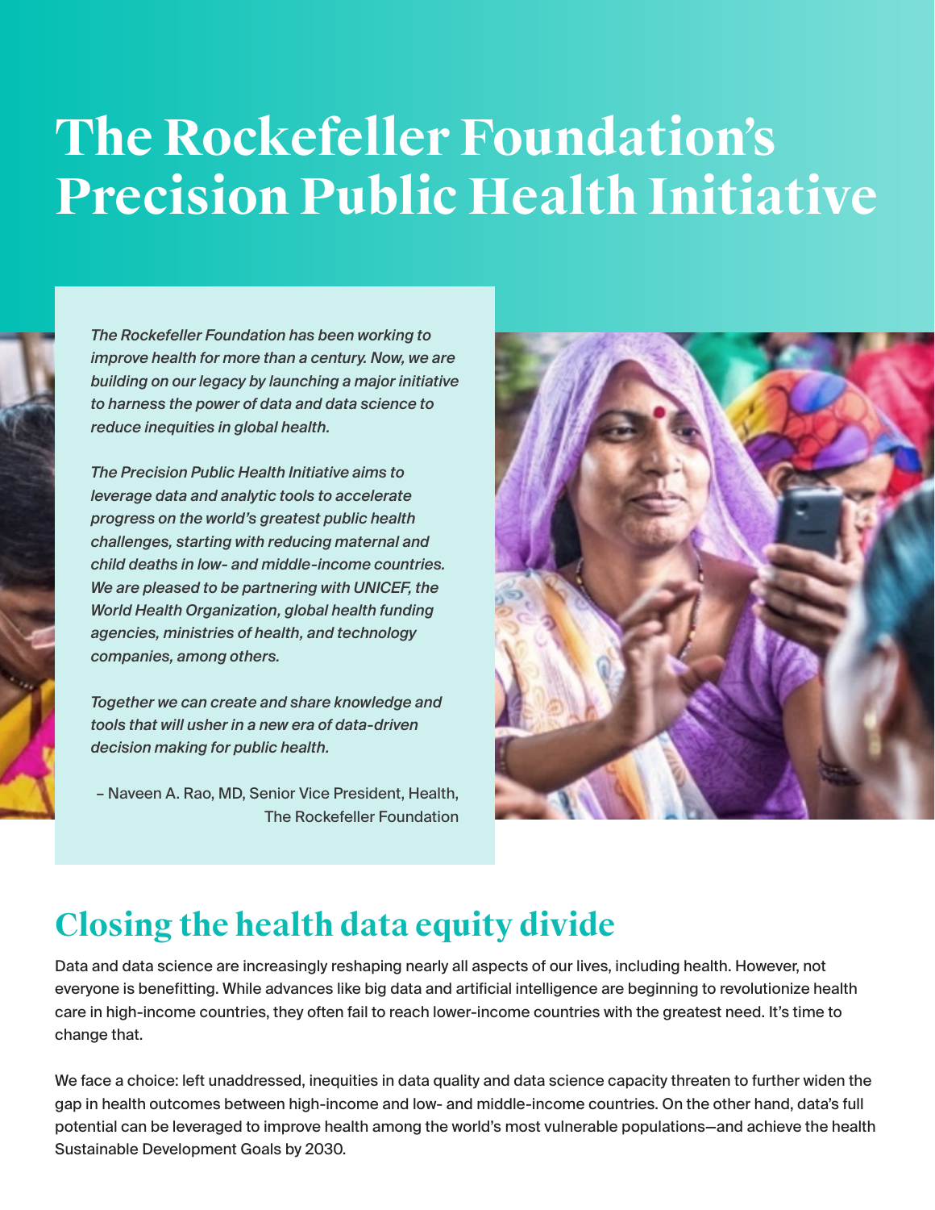# The Rockefeller Foundation's Precision Public Health Initiative

*The Rockefeller Foundation has been working to improve health for more than a century. Now, we are building on our legacy by launching a major initiative to harness the power of data and data science to reduce inequities in global health.*

*The Precision Public Health Initiative aims to leverage data and analytic tools to accelerate progress on the world's greatest public health challenges, starting with reducing maternal and child deaths in low- and middle-income countries. We are pleased to be partnering with UNICEF, the World Health Organization, global health funding agencies, ministries of health, and technology companies, among others.*

*Together we can create and share knowledge and tools that will usher in a new era of data-driven decision making for public health.*

– Naveen A. Rao, MD, Senior Vice President, Health, The Rockefeller Foundation

## Closing the health data equity divide

Data and data science are increasingly reshaping nearly all aspects of our lives, including health. However, not everyone is benefitting. While advances like big data and artificial intelligence are beginning to revolutionize health care in high-income countries, they often fail to reach lower-income countries with the greatest need. It's time to change that.

We face a choice: left unaddressed, inequities in data quality and data science capacity threaten to further widen the gap in health outcomes between high-income and low- and middle-income countries. On the other hand, data's full potential can be leveraged to improve health among the world's most vulnerable populations—and achieve the health Sustainable Development Goals by 2030.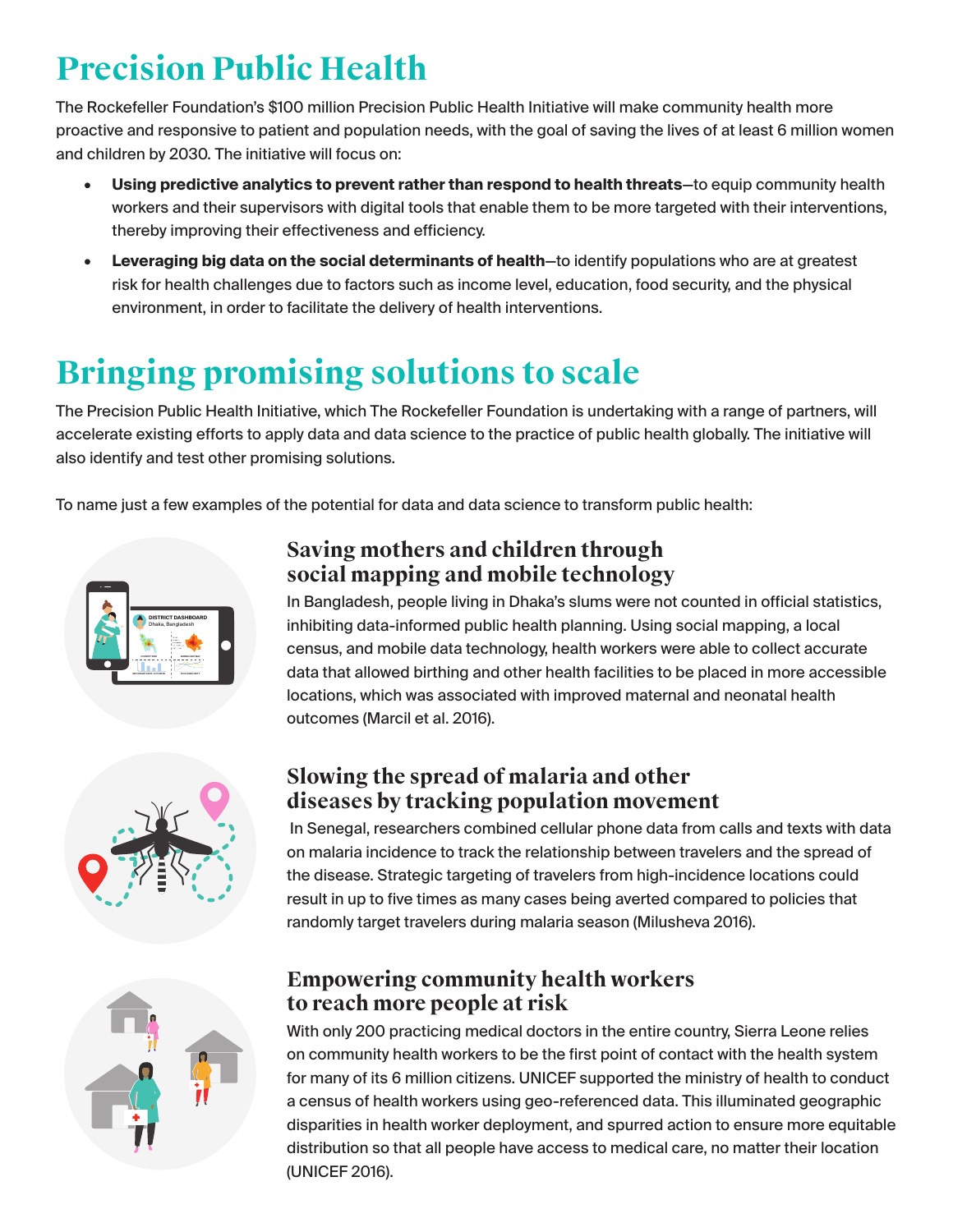# Precision Public Health

The Rockefeller Foundation's $100 million Precision Public Health Initiative will make community health more proactive and responsive to patient and population needs, with the goal of saving the lives of at least 6 million women and children by 2030. The initiative will focus on:

- **Using predictive analytics to prevent rather than respond to health threats**—to equip community health workers and their supervisors with digital tools that enable them to be more targeted with their interventions, thereby improving their effectiveness and efficiency.
- **Leveraging big data on the social determinants of health**—to identify populations who are at greatest risk for health challenges due to factors such as income level, education, food security, and the physical environment, in order to facilitate the delivery of health interventions.

# Bringing promising solutions to scale

The Precision Public Health Initiative, which The Rockefeller Foundation is undertaking with a range of partners, will accelerate existing efforts to apply data and data science to the practice of public health globally. The initiative will also identify and test other promising solutions.

To name just a few examples of the potential for data and data science to transform public health:

### Saving mothers and children through social mapping and mobile technology

In Bangladesh, people living in Dhaka's slums were not counted in official statistics, inhibiting data-informed public health planning. Using social mapping, a local census, and mobile data technology, health workers were able to collect accurate data that allowed birthing and other health facilities to be placed in more accessible locations, which was associated with improved maternal and neonatal health outcomes (Marcil et al. 2016).

### Slowing the spread of malaria and other diseases by tracking population movement

In Senegal, researchers combined cellular phone data from calls and texts with data on malaria incidence to track the relationship between travelers and the spread of the disease. Strategic targeting of travelers from high-incidence locations could result in up to five times as many cases being averted compared to policies that randomly target travelers during malaria season (Milusheva 2016).

### Empowering community health workers to reach more people at risk

With only 200 practicing medical doctors in the entire country, Sierra Leone relies on community health workers to be the first point of contact with the health system for many of its 6 million citizens. UNICEF supported the ministry of health to conduct a census of health workers using geo-referenced data. This illuminated geographic disparities in health worker deployment, and spurred action to ensure more equitable distribution so that all people have access to medical care, no matter their location (UNICEF 2016).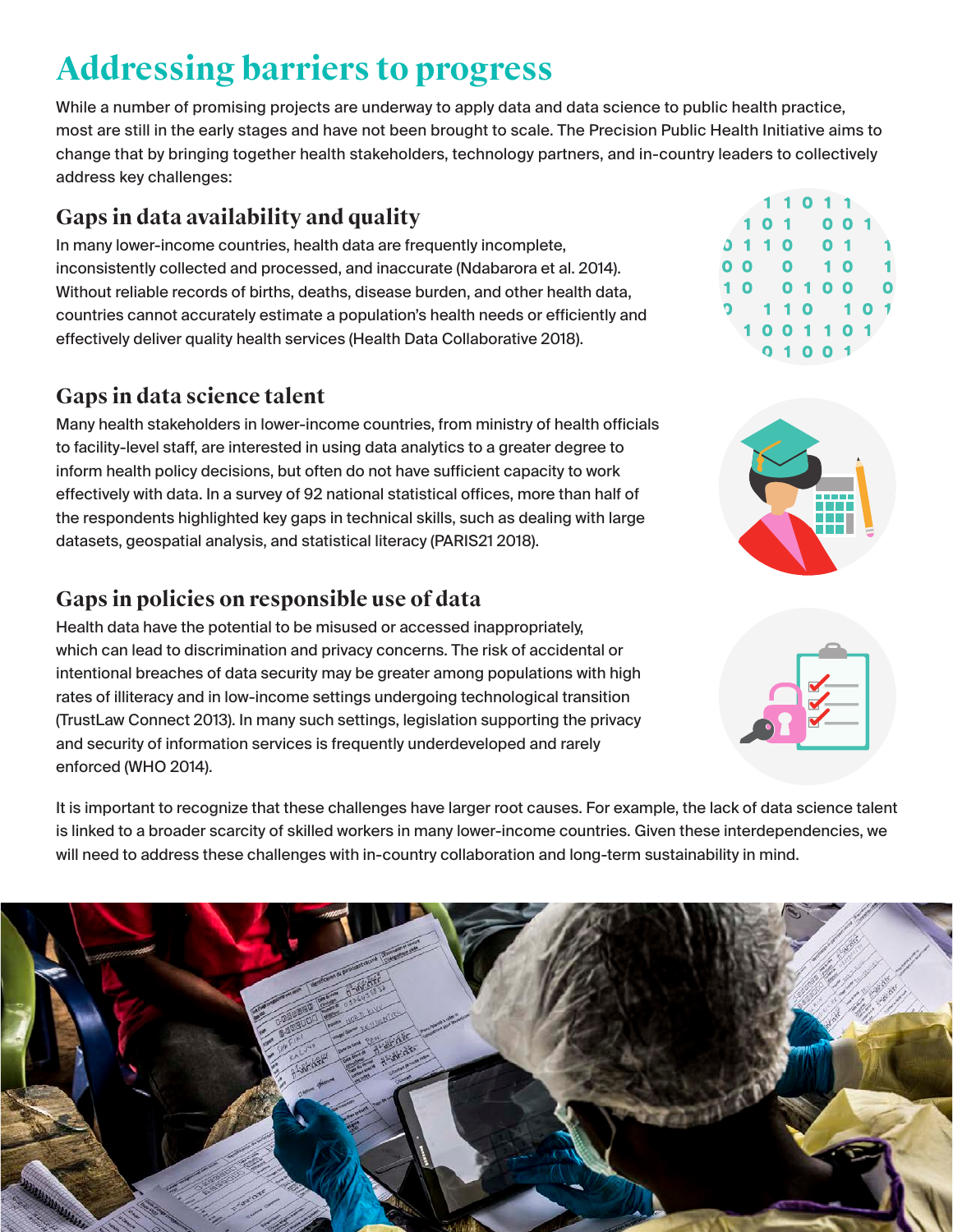# Addressing barriers to progress

While a number of promising projects are underway to apply data and data science to public health practice, most are still in the early stages and have not been brought to scale. The Precision Public Health Initiative aims to change that by bringing together health stakeholders, technology partners, and in-country leaders to collectively address key challenges:

## Gaps in data availability and quality

In many lower-income countries, health data are frequently incomplete, inconsistently collected and processed, and inaccurate (Ndabarora et al. 2014). Without reliable records of births, deaths, disease burden, and other health data, countries cannot accurately estimate a population's health needs or efficiently and effectively deliver quality health services (Health Data Collaborative 2018).

## Gaps in data science talent

Many health stakeholders in lower-income countries, from ministry of health officials to facility-level staff, are interested in using data analytics to a greater degree to inform health policy decisions, but often do not have sufficient capacity to work effectively with data. In a survey of 92 national statistical offices, more than half of the respondents highlighted key gaps in technical skills, such as dealing with large datasets, geospatial analysis, and statistical literacy (PARIS21 2018).

## Gaps in policies on responsible use of data

Health data have the potential to be misused or accessed inappropriately, which can lead to discrimination and privacy concerns. The risk of accidental or intentional breaches of data security may be greater among populations with high rates of illiteracy and in low-income settings undergoing technological transition (TrustLaw Connect 2013). In many such settings, legislation supporting the privacy and security of information services is frequently underdeveloped and rarely enforced (WHO 2014).

It is important to recognize that these challenges have larger root causes. For example, the lack of data science talent is linked to a broader scarcity of skilled workers in many lower-income countries. Given these interdependencies, we will need to address these challenges with in-country collaboration and long-term sustainability in mind.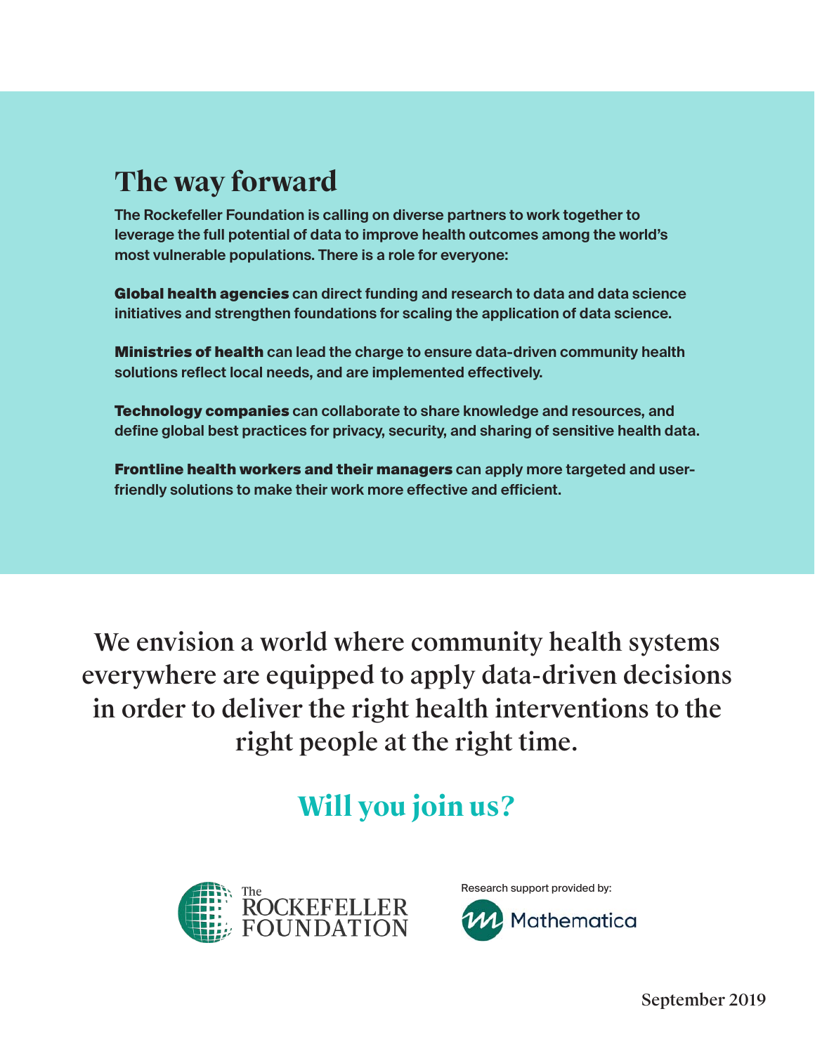## The way forward

**The Rockefeller Foundation is calling on diverse partners to work together to leverage the full potential of data to improve health outcomes among the world's most vulnerable populations. There is a role for everyone:**

**Global health agencies** can direct funding and research to data and data science initiatives and strengthen foundations for scaling the application of data science.

**Ministries of health** can lead the charge to ensure data-driven community health solutions reflect local needs, and are implemented effectively.

**Technology companies** can collaborate to share knowledge and resources, and define global best practices for privacy, security, and sharing of sensitive health data.

**Frontline health workers and their managers** can apply more targeted and user-friendly solutions to make their work more effective and efficient.

We envision a world where community health systems everywhere are equipped to apply data-driven decisions in order to deliver the right health interventions to the right people at the right time.

**Will you join us?**

The Rockefeller Foundation

Research support provided by: Mathematica

September 2019